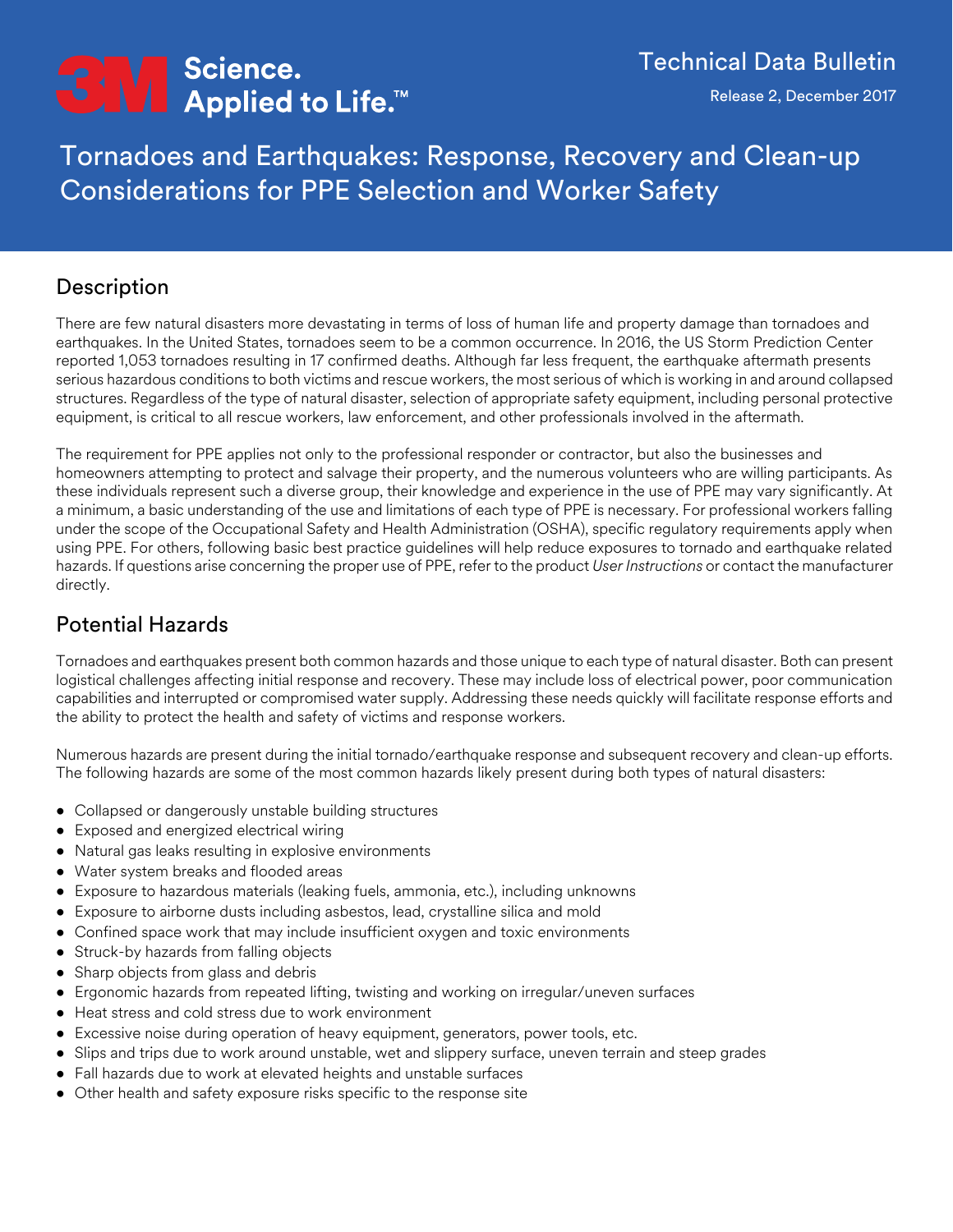3M Science. Applied to Life.™

Technical Data Bulletin

Release 2, December 2017

# Tornadoes and Earthquakes: Response, Recovery and Clean-up Considerations for PPE Selection and Worker Safety

## Description

There are few natural disasters more devastating in terms of loss of human life and property damage than tornadoes and earthquakes. In the United States, tornadoes seem to be a common occurrence. In 2016, the US Storm Prediction Center reported 1,053 tornadoes resulting in 17 confirmed deaths. Although far less frequent, the earthquake aftermath presents serious hazardous conditions to both victims and rescue workers, the most serious of which is working in and around collapsed structures. Regardless of the type of natural disaster, selection of appropriate safety equipment, including personal protective equipment, is critical to all rescue workers, law enforcement, and other professionals involved in the aftermath.

The requirement for PPE applies not only to the professional responder or contractor, but also the businesses and homeowners attempting to protect and salvage their property, and the numerous volunteers who are willing participants. As these individuals represent such a diverse group, their knowledge and experience in the use of PPE may vary significantly. At a minimum, a basic understanding of the use and limitations of each type of PPE is necessary. For professional workers falling under the scope of the Occupational Safety and Health Administration (OSHA), specific regulatory requirements apply when using PPE. For others, following basic best practice guidelines will help reduce exposures to tornado and earthquake related hazards. If questions arise concerning the proper use of PPE, refer to the product *User Instructions* or contact the manufacturer directly.

## Potential Hazards

Tornadoes and earthquakes present both common hazards and those unique to each type of natural disaster. Both can present logistical challenges affecting initial response and recovery. These may include loss of electrical power, poor communication capabilities and interrupted or compromised water supply. Addressing these needs quickly will facilitate response efforts and the ability to protect the health and safety of victims and response workers.

Numerous hazards are present during the initial tornado/earthquake response and subsequent recovery and clean-up efforts. The following hazards are some of the most common hazards likely present during both types of natural disasters:

- Collapsed or dangerously unstable building structures
- Exposed and energized electrical wiring
- Natural gas leaks resulting in explosive environments
- Water system breaks and flooded areas
- Exposure to hazardous materials (leaking fuels, ammonia, etc.), including unknowns
- Exposure to airborne dusts including asbestos, lead, crystalline silica and mold
- Confined space work that may include insufficient oxygen and toxic environments
- Struck-by hazards from falling objects
- Sharp objects from glass and debris
- Ergonomic hazards from repeated lifting, twisting and working on irregular/uneven surfaces
- Heat stress and cold stress due to work environment
- Excessive noise during operation of heavy equipment, generators, power tools, etc.
- Slips and trips due to work around unstable, wet and slippery surface, uneven terrain and steep grades
- Fall hazards due to work at elevated heights and unstable surfaces
- Other health and safety exposure risks specific to the response site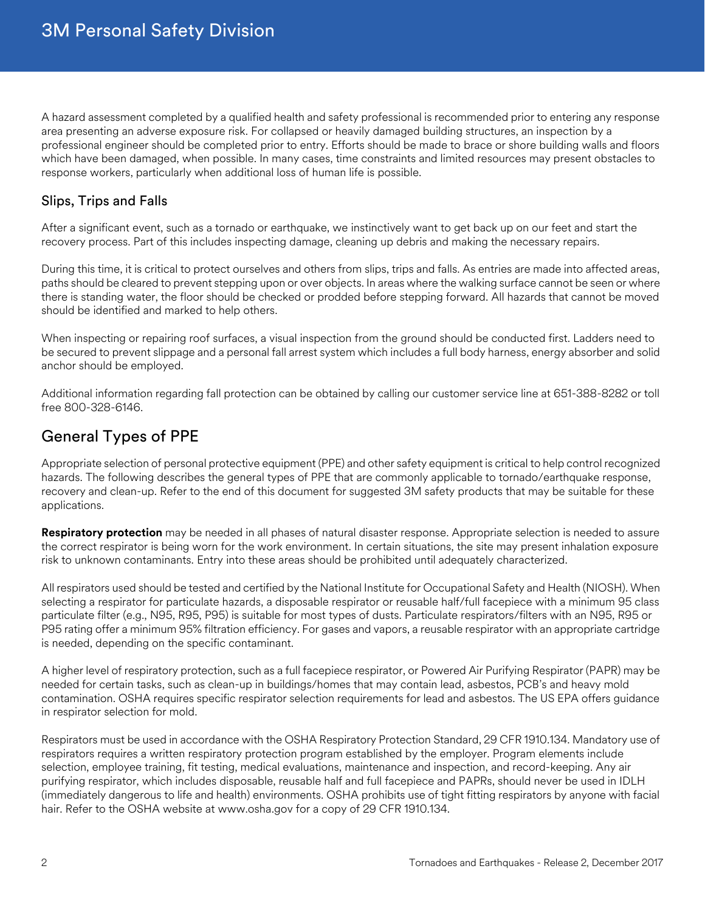A hazard assessment completed by a qualified health and safety professional is recommended prior to entering any response area presenting an adverse exposure risk. For collapsed or heavily damaged building structures, an inspection by a professional engineer should be completed prior to entry. Efforts should be made to brace or shore building walls and floors which have been damaged, when possible. In many cases, time constraints and limited resources may present obstacles to response workers, particularly when additional loss of human life is possible.

### Slips, Trips and Falls

After a significant event, such as a tornado or earthquake, we instinctively want to get back up on our feet and start the recovery process. Part of this includes inspecting damage, cleaning up debris and making the necessary repairs.

During this time, it is critical to protect ourselves and others from slips, trips and falls. As entries are made into affected areas, paths should be cleared to prevent stepping upon or over objects. In areas where the walking surface cannot be seen or where there is standing water, the floor should be checked or prodded before stepping forward. All hazards that cannot be moved should be identified and marked to help others.

When inspecting or repairing roof surfaces, a visual inspection from the ground should be conducted first. Ladders need to be secured to prevent slippage and a personal fall arrest system which includes a full body harness, energy absorber and solid anchor should be employed.

Additional information regarding fall protection can be obtained by calling our customer service line at 651-388-8282 or toll free 800-328-6146.

## General Types of PPE

Appropriate selection of personal protective equipment (PPE) and other safety equipment is critical to help control recognized hazards. The following describes the general types of PPE that are commonly applicable to tornado/earthquake response, recovery and clean-up. Refer to the end of this document for suggested 3M safety products that may be suitable for these applications.

**Respiratory protection** may be needed in all phases of natural disaster response. Appropriate selection is needed to assure the correct respirator is being worn for the work environment. In certain situations, the site may present inhalation exposure risk to unknown contaminants. Entry into these areas should be prohibited until adequately characterized.

All respirators used should be tested and certified by the National Institute for Occupational Safety and Health (NIOSH). When selecting a respirator for particulate hazards, a disposable respirator or reusable half/full facepiece with a minimum 95 class particulate filter (e.g., N95, R95, P95) is suitable for most types of dusts. Particulate respirators/filters with an N95, R95 or P95 rating offer a minimum 95% filtration efficiency. For gases and vapors, a reusable respirator with an appropriate cartridge is needed, depending on the specific contaminant.

A higher level of respiratory protection, such as a full facepiece respirator, or Powered Air Purifying Respirator (PAPR) may be needed for certain tasks, such as clean-up in buildings/homes that may contain lead, asbestos, PCB's and heavy mold contamination. OSHA requires specific respirator selection requirements for lead and asbestos. The US EPA offers guidance in respirator selection for mold.

Respirators must be used in accordance with the OSHA Respiratory Protection Standard, 29 CFR 1910.134. Mandatory use of respirators requires a written respiratory protection program established by the employer. Program elements include selection, employee training, fit testing, medical evaluations, maintenance and inspection, and record-keeping. Any air purifying respirator, which includes disposable, reusable half and full facepiece and PAPRs, should never be used in IDLH (immediately dangerous to life and health) environments. OSHA prohibits use of tight fitting respirators by anyone with facial hair. Refer to the OSHA website at www.osha.gov for a copy of 29 CFR 1910.134.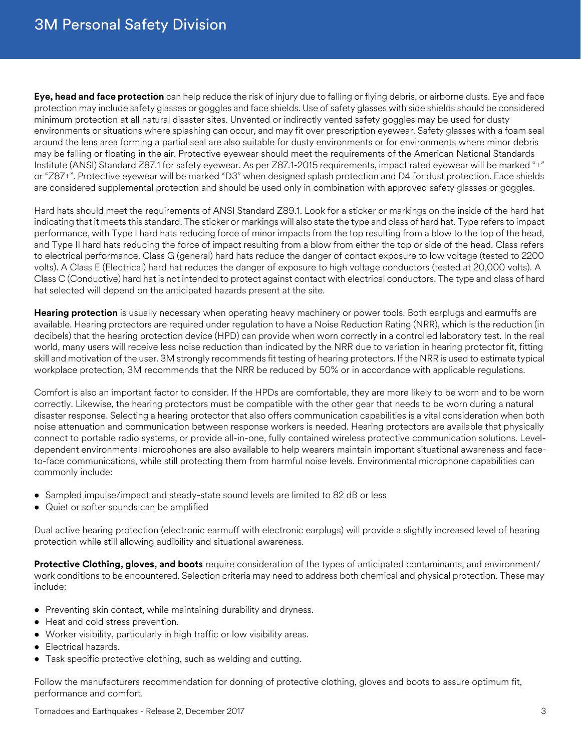**Eye, head and face protection** can help reduce the risk of injury due to falling or flying debris, or airborne dusts. Eye and face protection may include safety glasses or goggles and face shields. Use of safety glasses with side shields should be considered minimum protection at all natural disaster sites. Unvented or indirectly vented safety goggles may be used for dusty environments or situations where splashing can occur, and may fit over prescription eyewear. Safety glasses with a foam seal around the lens area forming a partial seal are also suitable for dusty environments or for environments where minor debris may be falling or floating in the air. Protective eyewear should meet the requirements of the American National Standards Institute (ANSI) Standard Z87.1 for safety eyewear. As per Z87.1-2015 requirements, impact rated eyewear will be marked "+" or "Z87+". Protective eyewear will be marked "D3" when designed splash protection and D4 for dust protection. Face shields are considered supplemental protection and should be used only in combination with approved safety glasses or goggles.

Hard hats should meet the requirements of ANSI Standard Z89.1. Look for a sticker or markings on the inside of the hard hat indicating that it meets this standard. The sticker or markings will also state the type and class of hard hat. Type refers to impact performance, with Type I hard hats reducing force of minor impacts from the top resulting from a blow to the top of the head, and Type II hard hats reducing the force of impact resulting from a blow from either the top or side of the head. Class refers to electrical performance. Class G (general) hard hats reduce the danger of contact exposure to low voltage (tested to 2200 volts). A Class E (Electrical) hard hat reduces the danger of exposure to high voltage conductors (tested at 20,000 volts). A Class C (Conductive) hard hat is not intended to protect against contact with electrical conductors. The type and class of hard hat selected will depend on the anticipated hazards present at the site.

**Hearing protection** is usually necessary when operating heavy machinery or power tools. Both earplugs and earmuffs are available. Hearing protectors are required under regulation to have a Noise Reduction Rating (NRR), which is the reduction (in decibels) that the hearing protection device (HPD) can provide when worn correctly in a controlled laboratory test. In the real world, many users will receive less noise reduction than indicated by the NRR due to variation in hearing protector fit, fitting skill and motivation of the user. 3M strongly recommends fit testing of hearing protectors. If the NRR is used to estimate typical workplace protection, 3M recommends that the NRR be reduced by 50% or in accordance with applicable regulations.

Comfort is also an important factor to consider. If the HPDs are comfortable, they are more likely to be worn and to be worn correctly. Likewise, the hearing protectors must be compatible with the other gear that needs to be worn during a natural disaster response. Selecting a hearing protector that also offers communication capabilities is a vital consideration when both noise attenuation and communication between response workers is needed. Hearing protectors are available that physically connect to portable radio systems, or provide all-in-one, fully contained wireless protective communication solutions. Level-dependent environmental microphones are also available to help wearers maintain important situational awareness and face-to-face communications, while still protecting them from harmful noise levels. Environmental microphone capabilities can commonly include:

- Sampled impulse/impact and steady-state sound levels are limited to 82 dB or less
- Quiet or softer sounds can be amplified

Dual active hearing protection (electronic earmuff with electronic earplugs) will provide a slightly increased level of hearing protection while still allowing audibility and situational awareness.

**Protective Clothing, gloves, and boots** require consideration of the types of anticipated contaminants, and environment/ work conditions to be encountered. Selection criteria may need to address both chemical and physical protection. These may include:

- Preventing skin contact, while maintaining durability and dryness.
- Heat and cold stress prevention.
- Worker visibility, particularly in high traffic or low visibility areas.
- Electrical hazards.
- Task specific protective clothing, such as welding and cutting.

Follow the manufacturers recommendation for donning of protective clothing, gloves and boots to assure optimum fit, performance and comfort.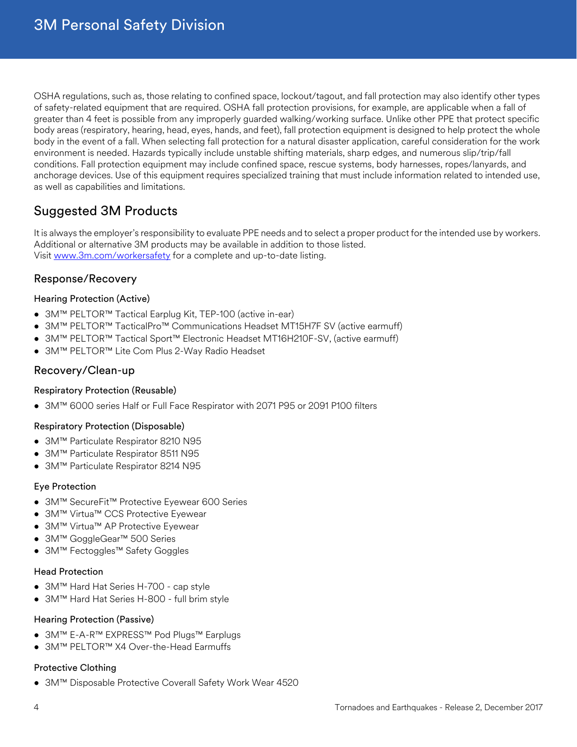OSHA regulations, such as, those relating to confined space, lockout/tagout, and fall protection may also identify other types of safety-related equipment that are required. OSHA fall protection provisions, for example, are applicable when a fall of greater than 4 feet is possible from any improperly guarded walking/working surface. Unlike other PPE that protect specific body areas (respiratory, hearing, head, eyes, hands, and feet), fall protection equipment is designed to help protect the whole body in the event of a fall. When selecting fall protection for a natural disaster application, careful consideration for the work environment is needed. Hazards typically include unstable shifting materials, sharp edges, and numerous slip/trip/fall conditions. Fall protection equipment may include confined space, rescue systems, body harnesses, ropes/lanyards, and anchorage devices. Use of this equipment requires specialized training that must include information related to intended use, as well as capabilities and limitations.

## Suggested 3M Products

It is always the employer's responsibility to evaluate PPE needs and to select a proper product for the intended use by workers. Additional or alternative 3M products may be available in addition to those listed.
Visit www.3m.com/workersafety for a complete and up-to-date listing.

### Response/Recovery

#### Hearing Protection (Active)

- 3M™ PELTOR™ Tactical Earplug Kit, TEP-100 (active in-ear)
- 3M™ PELTOR™ TacticalPro™ Communications Headset MT15H7F SV (active earmuff)
- 3M™ PELTOR™ Tactical Sport™ Electronic Headset MT16H210F-SV, (active earmuff)
- 3M™ PELTOR™ Lite Com Plus 2-Way Radio Headset

### Recovery/Clean-up

#### Respiratory Protection (Reusable)

- 3M™ 6000 series Half or Full Face Respirator with 2071 P95 or 2091 P100 filters

#### Respiratory Protection (Disposable)

- 3M™ Particulate Respirator 8210 N95
- 3M™ Particulate Respirator 8511 N95
- 3M™ Particulate Respirator 8214 N95

#### Eye Protection

- 3M™ SecureFit™ Protective Eyewear 600 Series
- 3M™ Virtua™ CCS Protective Eyewear
- 3M™ Virtua™ AP Protective Eyewear
- 3M™ GoggleGear™ 500 Series
- 3M™ Fectoggles™ Safety Goggles

#### Head Protection

- 3M™ Hard Hat Series H-700 - cap style
- 3M™ Hard Hat Series H-800 - full brim style

#### Hearing Protection (Passive)

- 3M™ E-A-R™ EXPRESS™ Pod Plugs™ Earplugs
- 3M™ PELTOR™ X4 Over-the-Head Earmuffs

#### Protective Clothing

- 3M™ Disposable Protective Coverall Safety Work Wear 4520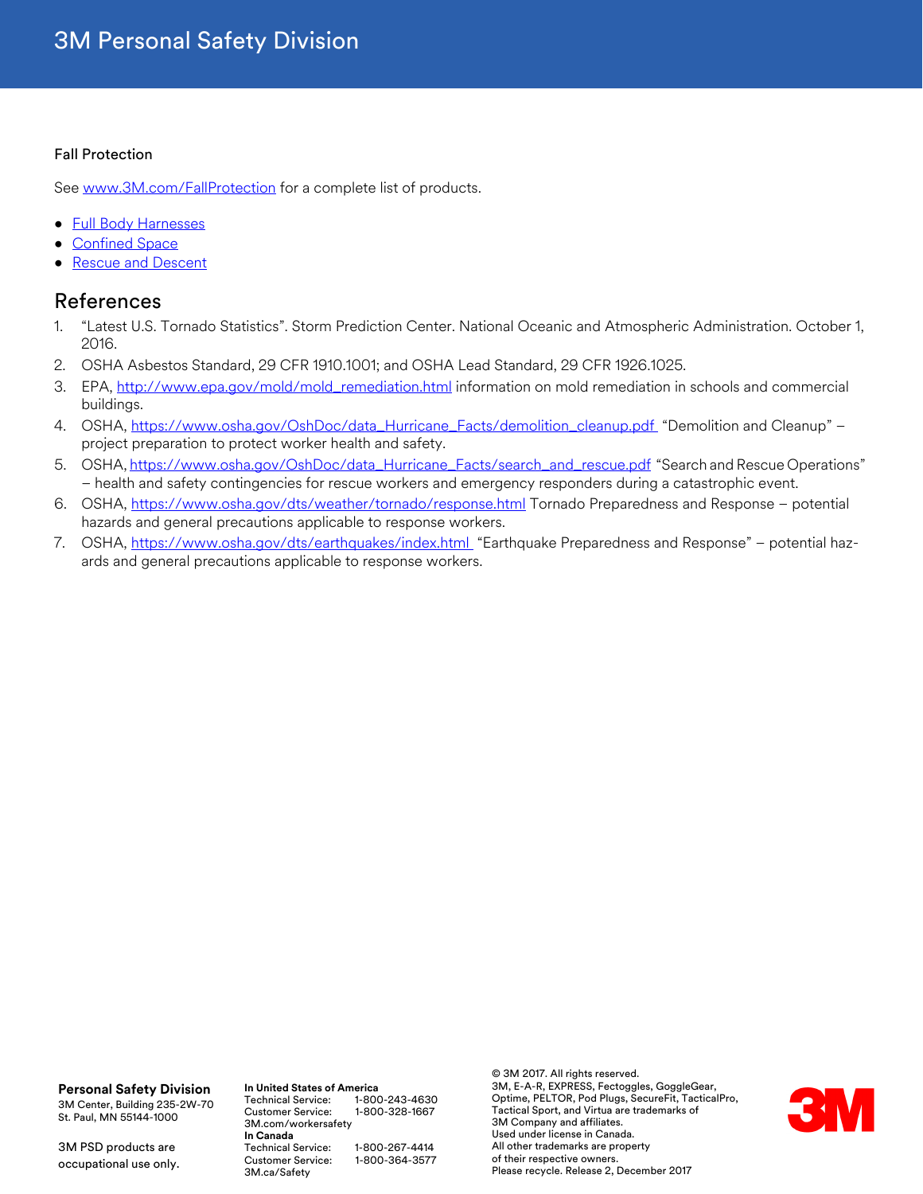Fall Protection

See www.3M.com/FallProtection for a complete list of products.

- Full Body Harnesses
- Confined Space
- Rescue and Descent

## References

1. "Latest U.S. Tornado Statistics". Storm Prediction Center. National Oceanic and Atmospheric Administration. October 1, 2016.
2. OSHA Asbestos Standard, 29 CFR 1910.1001; and OSHA Lead Standard, 29 CFR 1926.1025.
3. EPA, http://www.epa.gov/mold/mold_remediation.html information on mold remediation in schools and commercial buildings.
4. OSHA, https://www.osha.gov/OshDoc/data_Hurricane_Facts/demolition_cleanup.pdf "Demolition and Cleanup" – project preparation to protect worker health and safety.
5. OSHA, https://www.osha.gov/OshDoc/data_Hurricane_Facts/search_and_rescue.pdf "Search and Rescue Operations" – health and safety contingencies for rescue workers and emergency responders during a catastrophic event.
6. OSHA, https://www.osha.gov/dts/weather/tornado/response.html Tornado Preparedness and Response – potential hazards and general precautions applicable to response workers.
7. OSHA, https://www.osha.gov/dts/earthquakes/index.html "Earthquake Preparedness and Response" – potential hazards and general precautions applicable to response workers.

**Personal Safety Division**
3M Center, Building 235-2W-70
St. Paul, MN 55144-1000

3M PSD products are occupational use only.

**In United States of America**
Technical Service: 1-800-243-4630
Customer Service: 1-800-328-1667
3M.com/workersafety
**In Canada**
Technical Service: 1-800-267-4414
Customer Service: 1-800-364-3577
3M.ca/Safety

© 3M 2017. All rights reserved.
3M, E-A-R, EXPRESS, Fectoggles, GoggleGear, Optime, PELTOR, Pod Plugs, SecureFit, TacticalPro, Tactical Sport, and Virtua are trademarks of 3M Company and affiliates.
Used under license in Canada.
All other trademarks are property of their respective owners.
Please recycle. Release 2, December 2017